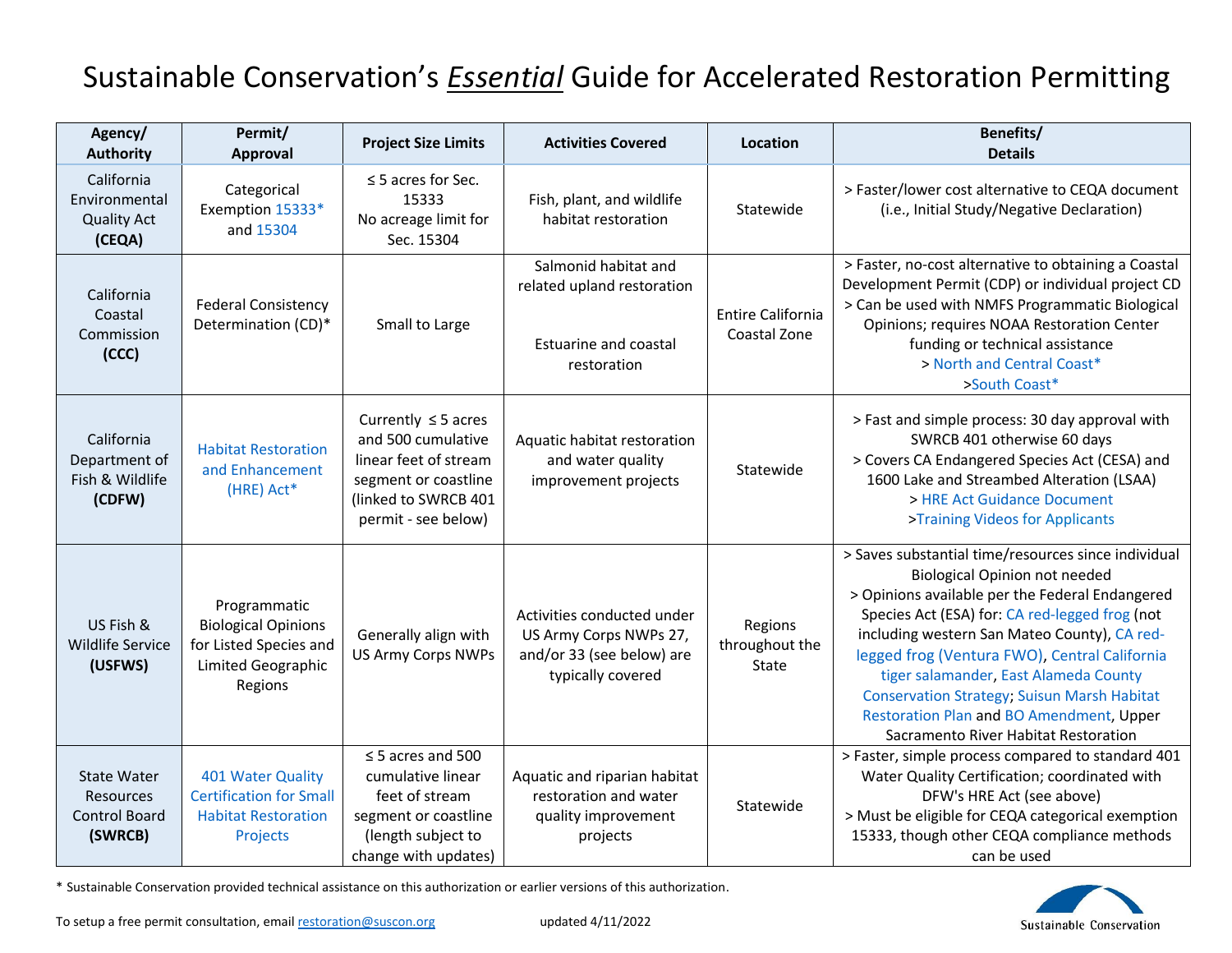# Sustainable Conservation's *Essential* Guide for Accelerated Restoration Permitting

| Agency/ Authority | Permit/ Approval | Project Size Limits | Activities Covered | Location | Benefits/ Details |
|---|---|---|---|---|---|
| California Environmental Quality Act **(CEQA)** | Categorical Exemption 15333* and 15304 | ≤ 5 acres for Sec. 15333<br>No acreage limit for Sec. 15304 | Fish, plant, and wildlife habitat restoration | Statewide | > Faster/lower cost alternative to CEQA document (i.e., Initial Study/Negative Declaration) |
| California Coastal Commission **(CCC)** | Federal Consistency Determination (CD)* | Small to Large | Salmonid habitat and related upland restoration<br><br>Estuarine and coastal restoration | Entire California Coastal Zone | > Faster, no-cost alternative to obtaining a Coastal Development Permit (CDP) or individual project CD<br>> Can be used with NMFS Programmatic Biological Opinions; requires NOAA Restoration Center funding or technical assistance<br>> North and Central Coast*<br>>South Coast* |
| California Department of Fish & Wildlife **(CDFW)** | Habitat Restoration and Enhancement (HRE) Act* | Currently ≤ 5 acres and 500 cumulative linear feet of stream segment or coastline (linked to SWRCB 401 permit - see below) | Aquatic habitat restoration and water quality improvement projects | Statewide | > Fast and simple process: 30 day approval with SWRCB 401 otherwise 60 days<br>> Covers CA Endangered Species Act (CESA) and 1600 Lake and Streambed Alteration (LSAA)<br>> HRE Act Guidance Document<br>>Training Videos for Applicants |
| US Fish & Wildlife Service **(USFWS)** | Programmatic Biological Opinions for Listed Species and Limited Geographic Regions | Generally align with US Army Corps NWPs | Activities conducted under US Army Corps NWPs 27, and/or 33 (see below) are typically covered | Regions throughout the State | > Saves substantial time/resources since individual Biological Opinion not needed<br>> Opinions available per the Federal Endangered Species Act (ESA) for: CA red-legged frog (not including western San Mateo County), CA red-legged frog (Ventura FWO), Central California tiger salamander, East Alameda County Conservation Strategy; Suisun Marsh Habitat Restoration Plan and BO Amendment, Upper Sacramento River Habitat Restoration |
| State Water Resources Control Board **(SWRCB)** | 401 Water Quality Certification for Small Habitat Restoration Projects | ≤ 5 acres and 500 cumulative linear feet of stream segment or coastline (length subject to change with updates) | Aquatic and riparian habitat restoration and water quality improvement projects | Statewide | > Faster, simple process compared to standard 401 Water Quality Certification; coordinated with DFW's HRE Act (see above)<br>> Must be eligible for CEQA categorical exemption 15333, though other CEQA compliance methods can be used |

* Sustainable Conservation provided technical assistance on this authorization or earlier versions of this authorization.

To setup a free permit consultation, email restoration@suscon.org

updated 4/11/2022

Sustainable Conservation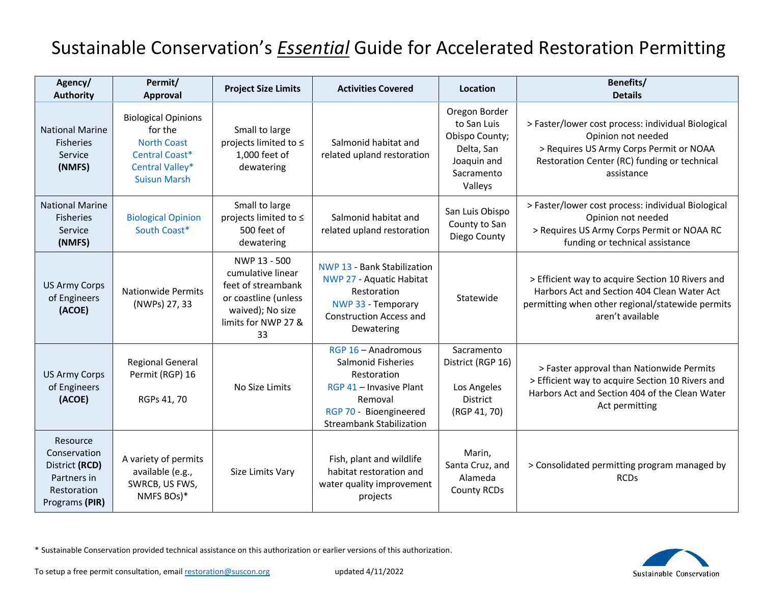# Sustainable Conservation's *Essential* Guide for Accelerated Restoration Permitting

| Agency/ Authority | Permit/ Approval | Project Size Limits | Activities Covered | Location | Benefits/ Details |
|---|---|---|---|---|---|
| National Marine Fisheries Service **(NMFS)** | Biological Opinions for the North Coast, Central Coast*, Central Valley*, Suisun Marsh | Small to large projects limited to ≤ 1,000 feet of dewatering | Salmonid habitat and related upland restoration | Oregon Border to San Luis Obispo County; Delta, San Joaquin and Sacramento Valleys | > Faster/lower cost process: individual Biological Opinion not needed<br>> Requires US Army Corps Permit or NOAA Restoration Center (RC) funding or technical assistance |
| National Marine Fisheries Service **(NMFS)** | Biological Opinion South Coast* | Small to large projects limited to ≤ 500 feet of dewatering | Salmonid habitat and related upland restoration | San Luis Obispo County to San Diego County | > Faster/lower cost process: individual Biological Opinion not needed<br>> Requires US Army Corps Permit or NOAA RC funding or technical assistance |
| US Army Corps of Engineers **(ACOE)** | Nationwide Permits (NWPs) 27, 33 | NWP 13 - 500 cumulative linear feet of streambank or coastline (unless waived); No size limits for NWP 27 & 33 | NWP 13 - Bank Stabilization<br>NWP 27 - Aquatic Habitat Restoration<br>NWP 33 - Temporary Construction Access and Dewatering | Statewide | > Efficient way to acquire Section 10 Rivers and Harbors Act and Section 404 Clean Water Act permitting when other regional/statewide permits aren't available |
| US Army Corps of Engineers **(ACOE)** | Regional General Permit (RGP) 16<br><br>RGPs 41, 70 | No Size Limits | RGP 16 – Anadromous Salmonid Fisheries Restoration<br>RGP 41 – Invasive Plant Removal<br>RGP 70 - Bioengineered Streambank Stabilization | Sacramento District (RGP 16)<br><br>Los Angeles District (RGP 41, 70) | > Faster approval than Nationwide Permits<br>> Efficient way to acquire Section 10 Rivers and Harbors Act and Section 404 of the Clean Water Act permitting |
| Resource Conservation District **(RCD)** Partners in Restoration Programs **(PIR)** | A variety of permits available (e.g., SWRCB, US FWS, NMFS BOs)* | Size Limits Vary | Fish, plant and wildlife habitat restoration and water quality improvement projects | Marin, Santa Cruz, and Alameda County RCDs | > Consolidated permitting program managed by RCDs |

* Sustainable Conservation provided technical assistance on this authorization or earlier versions of this authorization.

To setup a free permit consultation, email restoration@suscon.org

updated 4/11/2022

Sustainable Conservation